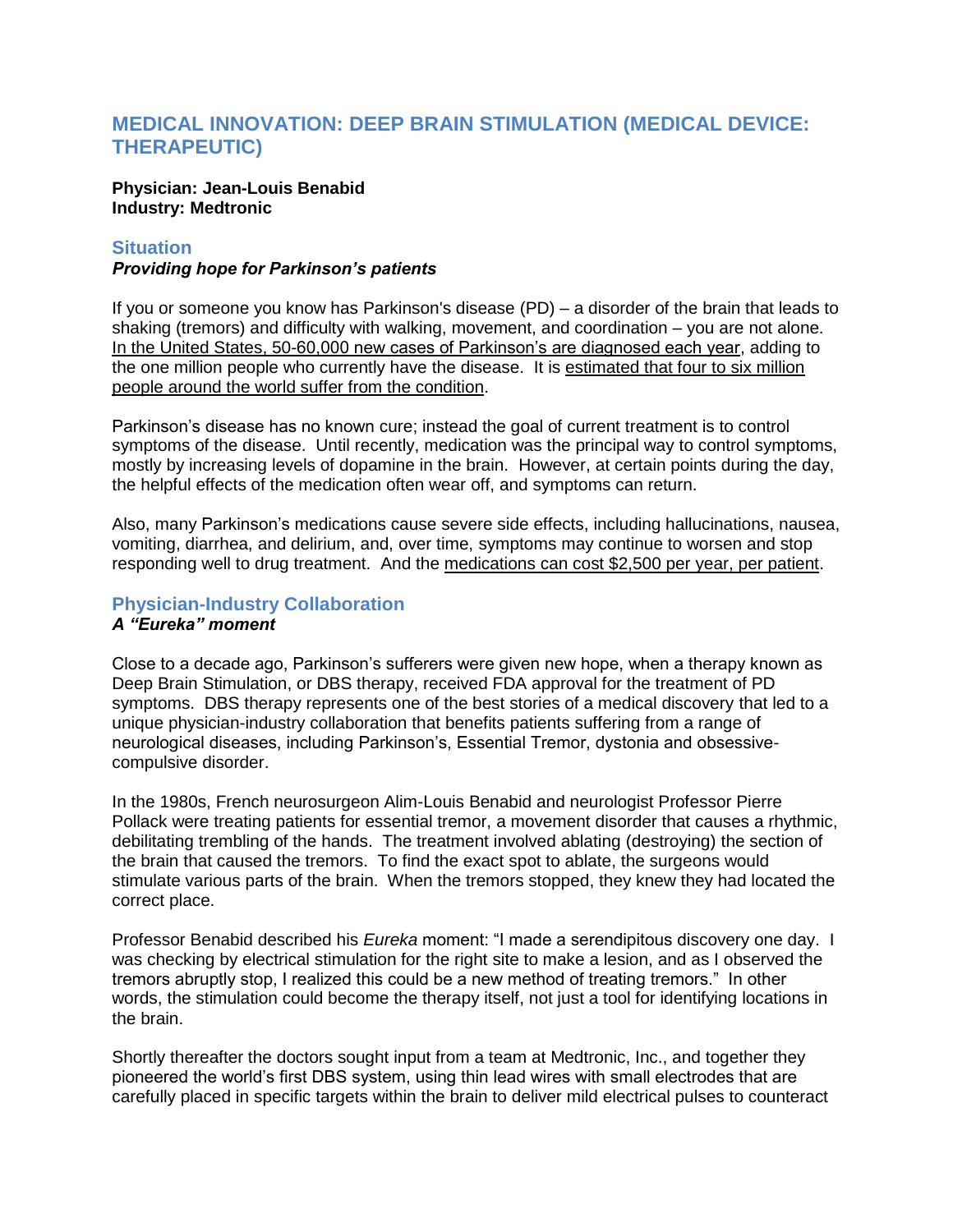# MEDICAL INNOVATION: DEEP BRAIN STIMULATION (MEDICAL DEVICE: THERAPEUTIC)

**Physician: Jean-Louis Benabid**
**Industry: Medtronic**

## Situation

***Providing hope for Parkinson's patients***

If you or someone you know has Parkinson's disease (PD) – a disorder of the brain that leads to shaking (tremors) and difficulty with walking, movement, and coordination – you are not alone. In the United States, 50-60,000 new cases of Parkinson's are diagnosed each year, adding to the one million people who currently have the disease. It is estimated that four to six million people around the world suffer from the condition.

Parkinson's disease has no known cure; instead the goal of current treatment is to control symptoms of the disease. Until recently, medication was the principal way to control symptoms, mostly by increasing levels of dopamine in the brain. However, at certain points during the day, the helpful effects of the medication often wear off, and symptoms can return.

Also, many Parkinson's medications cause severe side effects, including hallucinations, nausea, vomiting, diarrhea, and delirium, and, over time, symptoms may continue to worsen and stop responding well to drug treatment. And the medications can cost $2,500 per year, per patient.

## Physician-Industry Collaboration

***A "Eureka" moment***

Close to a decade ago, Parkinson's sufferers were given new hope, when a therapy known as Deep Brain Stimulation, or DBS therapy, received FDA approval for the treatment of PD symptoms. DBS therapy represents one of the best stories of a medical discovery that led to a unique physician-industry collaboration that benefits patients suffering from a range of neurological diseases, including Parkinson's, Essential Tremor, dystonia and obsessive-compulsive disorder.

In the 1980s, French neurosurgeon Alim-Louis Benabid and neurologist Professor Pierre Pollack were treating patients for essential tremor, a movement disorder that causes a rhythmic, debilitating trembling of the hands. The treatment involved ablating (destroying) the section of the brain that caused the tremors. To find the exact spot to ablate, the surgeons would stimulate various parts of the brain. When the tremors stopped, they knew they had located the correct place.

Professor Benabid described his *Eureka* moment: "I made a serendipitous discovery one day. I was checking by electrical stimulation for the right site to make a lesion, and as I observed the tremors abruptly stop, I realized this could be a new method of treating tremors." In other words, the stimulation could become the therapy itself, not just a tool for identifying locations in the brain.

Shortly thereafter the doctors sought input from a team at Medtronic, Inc., and together they pioneered the world's first DBS system, using thin lead wires with small electrodes that are carefully placed in specific targets within the brain to deliver mild electrical pulses to counteract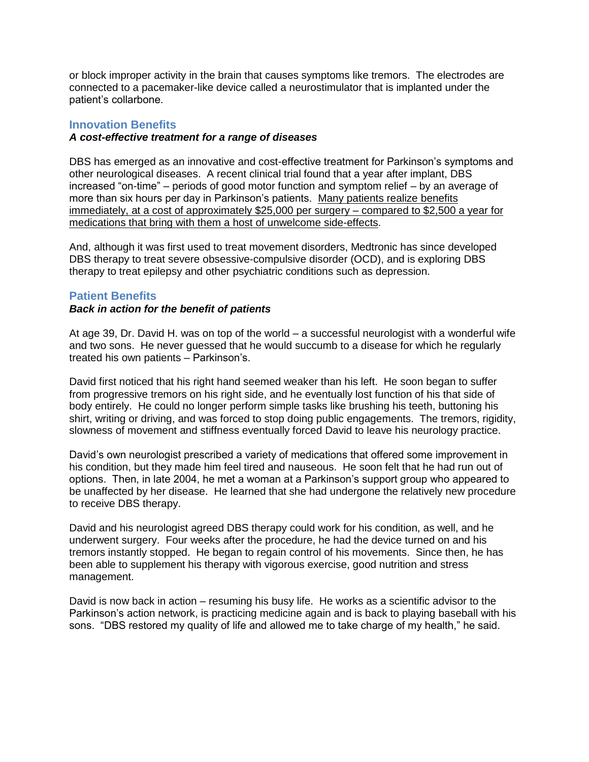or block improper activity in the brain that causes symptoms like tremors. The electrodes are connected to a pacemaker-like device called a neurostimulator that is implanted under the patient's collarbone.

## Innovation Benefits

***A cost-effective treatment for a range of diseases***

DBS has emerged as an innovative and cost-effective treatment for Parkinson's symptoms and other neurological diseases. A recent clinical trial found that a year after implant, DBS increased "on-time" – periods of good motor function and symptom relief – by an average of more than six hours per day in Parkinson's patients. <u>Many patients realize benefits immediately, at a cost of approximately $25,000 per surgery – compared to $2,500 a year for medications that bring with them a host of unwelcome side-effects</u>.

And, although it was first used to treat movement disorders, Medtronic has since developed DBS therapy to treat severe obsessive-compulsive disorder (OCD), and is exploring DBS therapy to treat epilepsy and other psychiatric conditions such as depression.

## Patient Benefits

***Back in action for the benefit of patients***

At age 39, Dr. David H. was on top of the world – a successful neurologist with a wonderful wife and two sons. He never guessed that he would succumb to a disease for which he regularly treated his own patients – Parkinson's.

David first noticed that his right hand seemed weaker than his left. He soon began to suffer from progressive tremors on his right side, and he eventually lost function of his that side of body entirely. He could no longer perform simple tasks like brushing his teeth, buttoning his shirt, writing or driving, and was forced to stop doing public engagements. The tremors, rigidity, slowness of movement and stiffness eventually forced David to leave his neurology practice.

David's own neurologist prescribed a variety of medications that offered some improvement in his condition, but they made him feel tired and nauseous. He soon felt that he had run out of options. Then, in late 2004, he met a woman at a Parkinson's support group who appeared to be unaffected by her disease. He learned that she had undergone the relatively new procedure to receive DBS therapy.

David and his neurologist agreed DBS therapy could work for his condition, as well, and he underwent surgery. Four weeks after the procedure, he had the device turned on and his tremors instantly stopped. He began to regain control of his movements. Since then, he has been able to supplement his therapy with vigorous exercise, good nutrition and stress management.

David is now back in action – resuming his busy life. He works as a scientific advisor to the Parkinson's action network, is practicing medicine again and is back to playing baseball with his sons. "DBS restored my quality of life and allowed me to take charge of my health," he said.